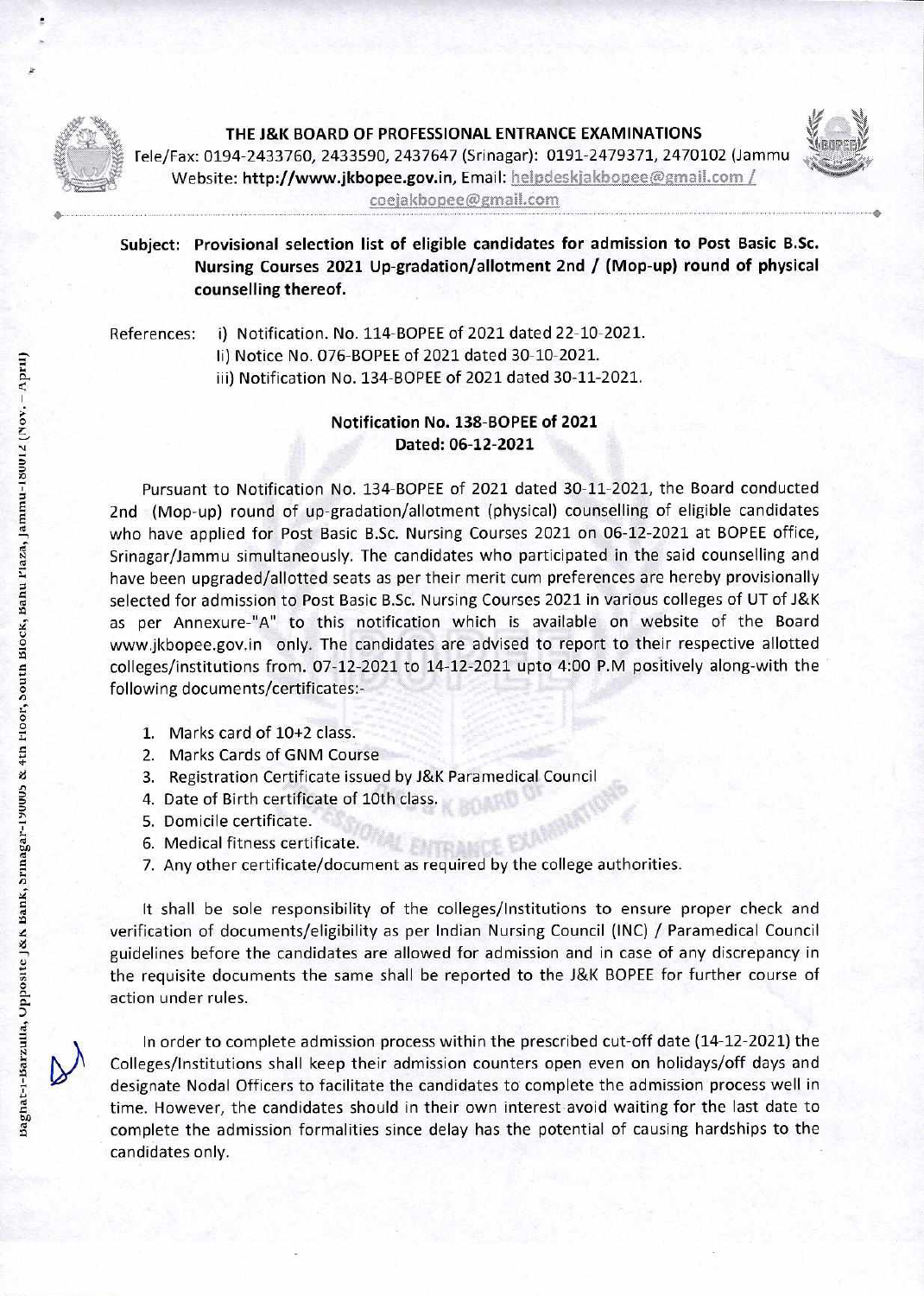**THE J&K BOARD OF PROFESSIONAL ENTRANCE EXAMINATIONS**

Tele/Fax: 0194-2433760, 2433590, 2437647 (Srinagar): 0191-2479371, 2470102 (Jammu

Website: **http://www.jkbopee.gov.in**, Email: helpdeskjakbopee@gmail.com / coejakbopee@gmail.com

**Subject: Provisional selection list of eligible candidates for admission to Post Basic B.Sc. Nursing Courses 2021 Up-gradation/allotment 2nd / (Mop-up) round of physical counselling thereof.**

References:
i) Notification. No. 114-BOPEE of 2021 dated 22-10-2021.
ii) Notice No. 076-BOPEE of 2021 dated 30-10-2021.
iii) Notification No. 134-BOPEE of 2021 dated 30-11-2021.

**Notification No. 138-BOPEE of 2021**
**Dated: 06-12-2021**

Pursuant to Notification No. 134-BOPEE of 2021 dated 30-11-2021, the Board conducted 2nd (Mop-up) round of up-gradation/allotment (physical) counselling of eligible candidates who have applied for Post Basic B.Sc. Nursing Courses 2021 on 06-12-2021 at BOPEE office, Srinagar/Jammu simultaneously. The candidates who participated in the said counselling and have been upgraded/allotted seats as per their merit cum preferences are hereby provisionally selected for admission to Post Basic B.Sc. Nursing Courses 2021 in various colleges of UT of J&K as per Annexure-"A" to this notification which is available on website of the Board www.jkbopee.gov.in only. The candidates are advised to report to their respective allotted colleges/institutions from. 07-12-2021 to 14-12-2021 upto 4:00 P.M positively along-with the following documents/certificates:-

1. Marks card of 10+2 class.
2. Marks Cards of GNM Course
3. Registration Certificate issued by J&K Paramedical Council
4. Date of Birth certificate of 10th class.
5. Domicile certificate.
6. Medical fitness certificate.
7. Any other certificate/document as required by the college authorities.

It shall be sole responsibility of the colleges/Institutions to ensure proper check and verification of documents/eligibility as per Indian Nursing Council (INC) / Paramedical Council guidelines before the candidates are allowed for admission and in case of any discrepancy in the requisite documents the same shall be reported to the J&K BOPEE for further course of action under rules.

In order to complete admission process within the prescribed cut-off date (14-12-2021) the Colleges/Institutions shall keep their admission counters open even on holidays/off days and designate Nodal Officers to facilitate the candidates to complete the admission process well in time. However, the candidates should in their own interest avoid waiting for the last date to complete the admission formalities since delay has the potential of causing hardships to the candidates only.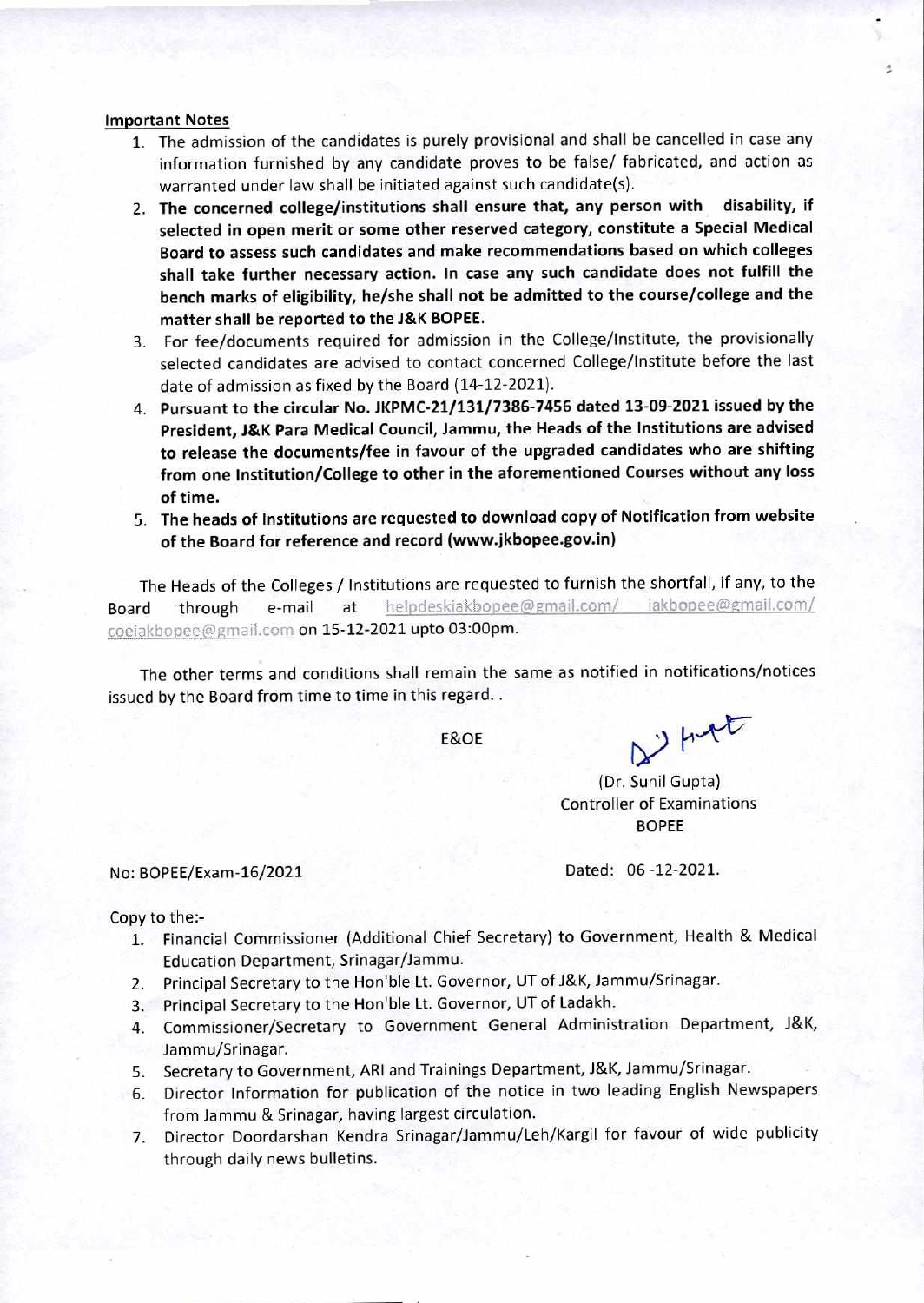**Important Notes**

1. The admission of the candidates is purely provisional and shall be cancelled in case any information furnished by any candidate proves to be false/ fabricated, and action as warranted under law shall be initiated against such candidate(s).
2. **The concerned college/institutions shall ensure that, any person with disability, if selected in open merit or some other reserved category, constitute a Special Medical Board to assess such candidates and make recommendations based on which colleges shall take further necessary action. In case any such candidate does not fulfill the bench marks of eligibility, he/she shall not be admitted to the course/college and the matter shall be reported to the J&K BOPEE.**
3. For fee/documents required for admission in the College/Institute, the provisionally selected candidates are advised to contact concerned College/Institute before the last date of admission as fixed by the Board (14-12-2021).
4. **Pursuant to the circular No. JKPMC-21/131/7386-7456 dated 13-09-2021 issued by the President, J&K Para Medical Council, Jammu, the Heads of the Institutions are advised to release the documents/fee in favour of the upgraded candidates who are shifting from one Institution/College to other in the aforementioned Courses without any loss of time.**
5. **The heads of Institutions are requested to download copy of Notification from website of the Board for reference and record (www.jkbopee.gov.in)**

The Heads of the Colleges / Institutions are requested to furnish the shortfall, if any, to the Board through e-mail at helpdeskjakbopee@gmail.com/ jakbopee@gmail.com/ coejakbopee@gmail.com on 15-12-2021 upto 03:00pm.

The other terms and conditions shall remain the same as notified in notifications/notices issued by the Board from time to time in this regard. .

E&OE

(Dr. Sunil Gupta)
Controller of Examinations
BOPEE

No: BOPEE/Exam-16/2021

Dated: 06 -12-2021.

Copy to the:-

1. Financial Commissioner (Additional Chief Secretary) to Government, Health & Medical Education Department, Srinagar/Jammu.
2. Principal Secretary to the Hon'ble Lt. Governor, UT of J&K, Jammu/Srinagar.
3. Principal Secretary to the Hon'ble Lt. Governor, UT of Ladakh.
4. Commissioner/Secretary to Government General Administration Department, J&K, Jammu/Srinagar.
5. Secretary to Government, ARI and Trainings Department, J&K, Jammu/Srinagar.
6. Director Information for publication of the notice in two leading English Newspapers from Jammu & Srinagar, having largest circulation.
7. Director Doordarshan Kendra Srinagar/Jammu/Leh/Kargil for favour of wide publicity through daily news bulletins.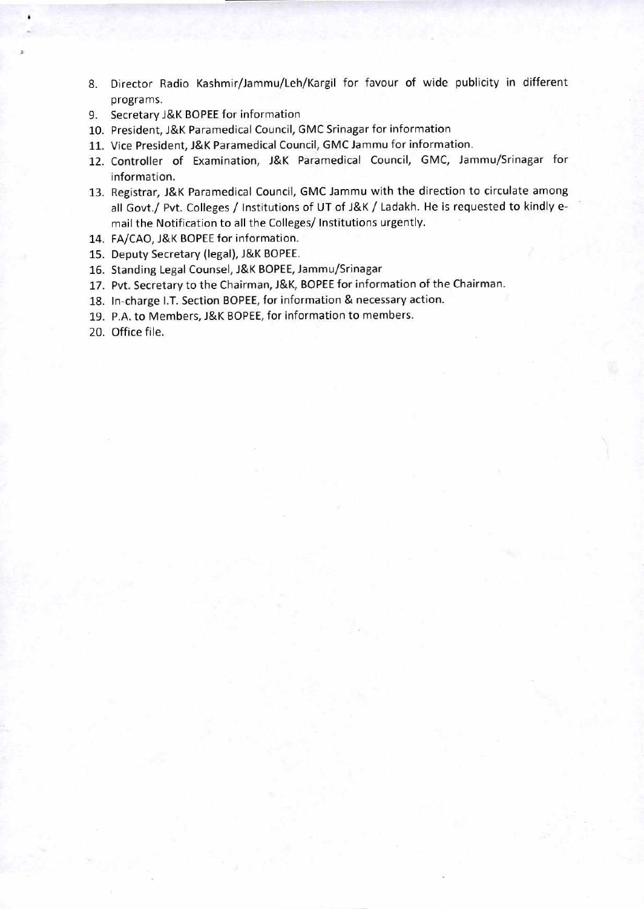8. Director Radio Kashmir/Jammu/Leh/Kargil for favour of wide publicity in different programs.
9. Secretary J&K BOPEE for information
10. President, J&K Paramedical Council, GMC Srinagar for information
11. Vice President, J&K Paramedical Council, GMC Jammu for information.
12. Controller of Examination, J&K Paramedical Council, GMC, Jammu/Srinagar for information.
13. Registrar, J&K Paramedical Council, GMC Jammu with the direction to circulate among all Govt./ Pvt. Colleges / Institutions of UT of J&K / Ladakh. He is requested to kindly e-mail the Notification to all the Colleges/ Institutions urgently.
14. FA/CAO, J&K BOPEE for information.
15. Deputy Secretary (legal), J&K BOPEE.
16. Standing Legal Counsel, J&K BOPEE, Jammu/Srinagar
17. Pvt. Secretary to the Chairman, J&K, BOPEE for information of the Chairman.
18. In-charge I.T. Section BOPEE, for information & necessary action.
19. P.A. to Members, J&K BOPEE, for information to members.
20. Office file.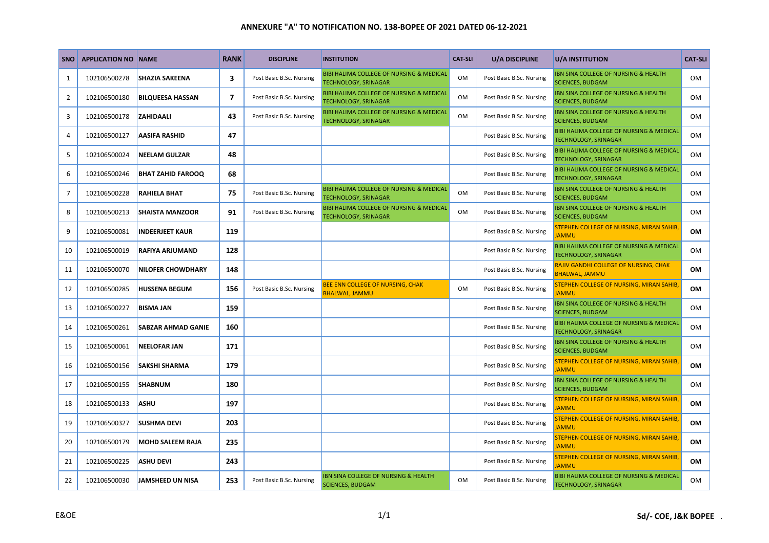# ANNEXURE "A" TO NOTIFICATION NO. 138-BOPEE OF 2021 DATED 06-12-2021

| SNO | APPLICATION NO | NAME | RANK | DISCIPLINE | INSTITUTION | CAT-SLI | U/A DISCIPLINE | U/A INSTITUTION | CAT-SLI |
|---|---|---|---|---|---|---|---|---|---|
| 1 | 102106500278 | SHAZIA SAKEENA | 3 | Post Basic B.Sc. Nursing | BIBI HALIMA COLLEGE OF NURSING & MEDICAL TECHNOLOGY, SRINAGAR | OM | Post Basic B.Sc. Nursing | IBN SINA COLLEGE OF NURSING & HEALTH SCIENCES, BUDGAM | OM |
| 2 | 102106500180 | BILQUEESA HASSAN | 7 | Post Basic B.Sc. Nursing | BIBI HALIMA COLLEGE OF NURSING & MEDICAL TECHNOLOGY, SRINAGAR | OM | Post Basic B.Sc. Nursing | IBN SINA COLLEGE OF NURSING & HEALTH SCIENCES, BUDGAM | OM |
| 3 | 102106500178 | ZAHIDAALI | 43 | Post Basic B.Sc. Nursing | BIBI HALIMA COLLEGE OF NURSING & MEDICAL TECHNOLOGY, SRINAGAR | OM | Post Basic B.Sc. Nursing | IBN SINA COLLEGE OF NURSING & HEALTH SCIENCES, BUDGAM | OM |
| 4 | 102106500127 | AASIFA RASHID | 47 | | | | Post Basic B.Sc. Nursing | BIBI HALIMA COLLEGE OF NURSING & MEDICAL TECHNOLOGY, SRINAGAR | OM |
| 5 | 102106500024 | NEELAM GULZAR | 48 | | | | Post Basic B.Sc. Nursing | BIBI HALIMA COLLEGE OF NURSING & MEDICAL TECHNOLOGY, SRINAGAR | OM |
| 6 | 102106500246 | BHAT ZAHID FAROOQ | 68 | | | | Post Basic B.Sc. Nursing | BIBI HALIMA COLLEGE OF NURSING & MEDICAL TECHNOLOGY, SRINAGAR | OM |
| 7 | 102106500228 | RAHIELA BHAT | 75 | Post Basic B.Sc. Nursing | BIBI HALIMA COLLEGE OF NURSING & MEDICAL TECHNOLOGY, SRINAGAR | OM | Post Basic B.Sc. Nursing | IBN SINA COLLEGE OF NURSING & HEALTH SCIENCES, BUDGAM | OM |
| 8 | 102106500213 | SHAISTA MANZOOR | 91 | Post Basic B.Sc. Nursing | BIBI HALIMA COLLEGE OF NURSING & MEDICAL TECHNOLOGY, SRINAGAR | OM | Post Basic B.Sc. Nursing | IBN SINA COLLEGE OF NURSING & HEALTH SCIENCES, BUDGAM | OM |
| 9 | 102106500081 | INDEERJEET KAUR | 119 | | | | Post Basic B.Sc. Nursing | STEPHEN COLLEGE OF NURSING, MIRAN SAHIB, JAMMU | OM |
| 10 | 102106500019 | RAFIYA ARJUMAND | 128 | | | | Post Basic B.Sc. Nursing | BIBI HALIMA COLLEGE OF NURSING & MEDICAL TECHNOLOGY, SRINAGAR | OM |
| 11 | 102106500070 | NILOFER CHOWDHARY | 148 | | | | Post Basic B.Sc. Nursing | RAJIV GANDHI COLLEGE OF NURSING, CHAK BHALWAL, JAMMU | OM |
| 12 | 102106500285 | HUSSENA BEGUM | 156 | Post Basic B.Sc. Nursing | BEE ENN COLLEGE OF NURSING, CHAK BHALWAL, JAMMU | OM | Post Basic B.Sc. Nursing | STEPHEN COLLEGE OF NURSING, MIRAN SAHIB, JAMMU | OM |
| 13 | 102106500227 | BISMA JAN | 159 | | | | Post Basic B.Sc. Nursing | IBN SINA COLLEGE OF NURSING & HEALTH SCIENCES, BUDGAM | OM |
| 14 | 102106500261 | SABZAR AHMAD GANIE | 160 | | | | Post Basic B.Sc. Nursing | BIBI HALIMA COLLEGE OF NURSING & MEDICAL TECHNOLOGY, SRINAGAR | OM |
| 15 | 102106500061 | NEELOFAR JAN | 171 | | | | Post Basic B.Sc. Nursing | IBN SINA COLLEGE OF NURSING & HEALTH SCIENCES, BUDGAM | OM |
| 16 | 102106500156 | SAKSHI SHARMA | 179 | | | | Post Basic B.Sc. Nursing | STEPHEN COLLEGE OF NURSING, MIRAN SAHIB, JAMMU | OM |
| 17 | 102106500155 | SHABNUM | 180 | | | | Post Basic B.Sc. Nursing | IBN SINA COLLEGE OF NURSING & HEALTH SCIENCES, BUDGAM | OM |
| 18 | 102106500133 | ASHU | 197 | | | | Post Basic B.Sc. Nursing | STEPHEN COLLEGE OF NURSING, MIRAN SAHIB, JAMMU | OM |
| 19 | 102106500327 | SUSHMA DEVI | 203 | | | | Post Basic B.Sc. Nursing | STEPHEN COLLEGE OF NURSING, MIRAN SAHIB, JAMMU | OM |
| 20 | 102106500179 | MOHD SALEEM RAJA | 235 | | | | Post Basic B.Sc. Nursing | STEPHEN COLLEGE OF NURSING, MIRAN SAHIB, JAMMU | OM |
| 21 | 102106500225 | ASHU DEVI | 243 | | | | Post Basic B.Sc. Nursing | STEPHEN COLLEGE OF NURSING, MIRAN SAHIB, JAMMU | OM |
| 22 | 102106500030 | JAMSHEED UN NISA | 253 | Post Basic B.Sc. Nursing | IBN SINA COLLEGE OF NURSING & HEALTH SCIENCES, BUDGAM | OM | Post Basic B.Sc. Nursing | BIBI HALIMA COLLEGE OF NURSING & MEDICAL TECHNOLOGY, SRINAGAR | OM |

E&OE

**Sd/- COE, J&K BOPEE**